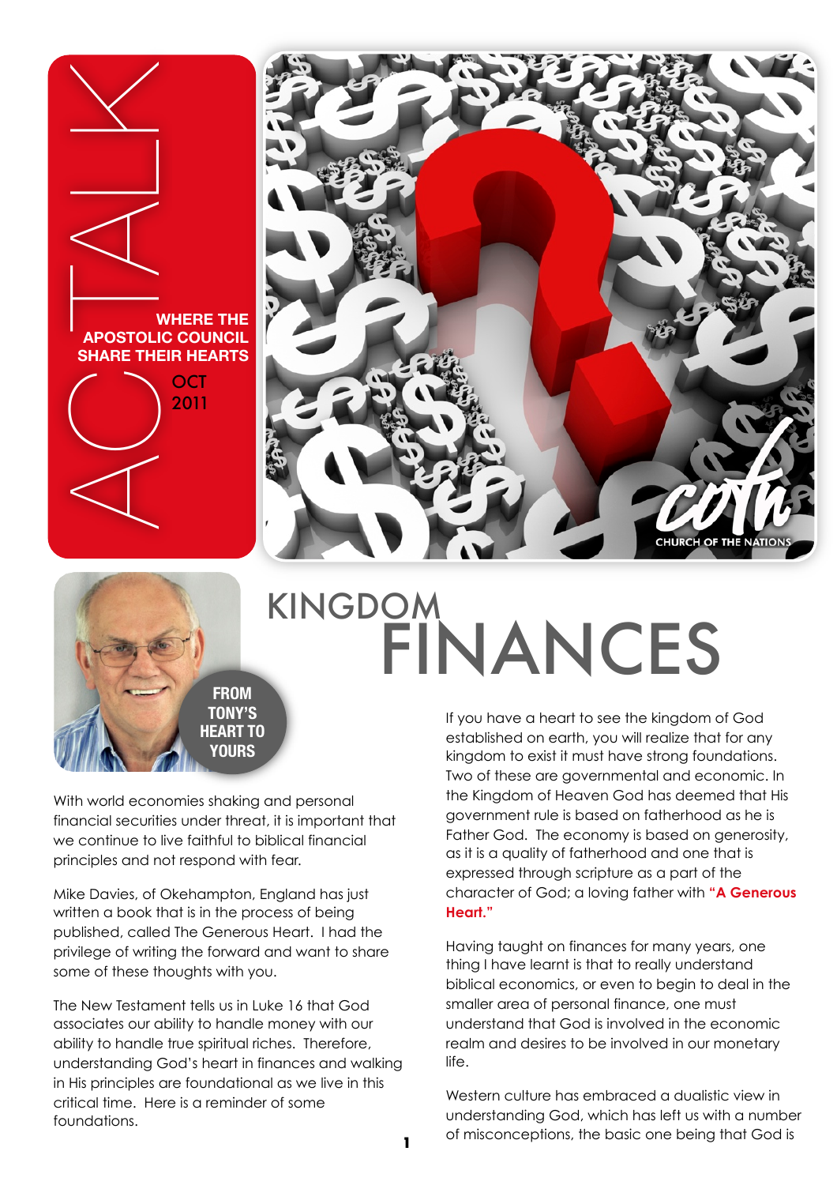# AC TALK

**WHERE THE APOSTOLIC COUNCIL SHARE THEIR HEARTS**

OCT 2011

# KINGDOM FINANCES

**FROM TONY'S HEART TO YOURS**

With world economies shaking and personal financial securities under threat, it is important that we continue to live faithful to biblical financial principles and not respond with fear.

Mike Davies, of Okehampton, England has just written a book that is in the process of being published, called The Generous Heart. I had the privilege of writing the forward and want to share some of these thoughts with you.

The New Testament tells us in Luke 16 that God associates our ability to handle money with our ability to handle true spiritual riches. Therefore, understanding God's heart in finances and walking in His principles are foundational as we live in this critical time. Here is a reminder of some foundations.

If you have a heart to see the kingdom of God established on earth, you will realize that for any kingdom to exist it must have strong foundations. Two of these are governmental and economic. In the Kingdom of Heaven God has deemed that His government rule is based on fatherhood as he is Father God. The economy is based on generosity, as it is a quality of fatherhood and one that is expressed through scripture as a part of the character of God; a loving father with **"A Generous Heart."**

Having taught on finances for many years, one thing I have learnt is that to really understand biblical economics, or even to begin to deal in the smaller area of personal finance, one must understand that God is involved in the economic realm and desires to be involved in our monetary life.

Western culture has embraced a dualistic view in understanding God, which has left us with a number of misconceptions, the basic one being that God is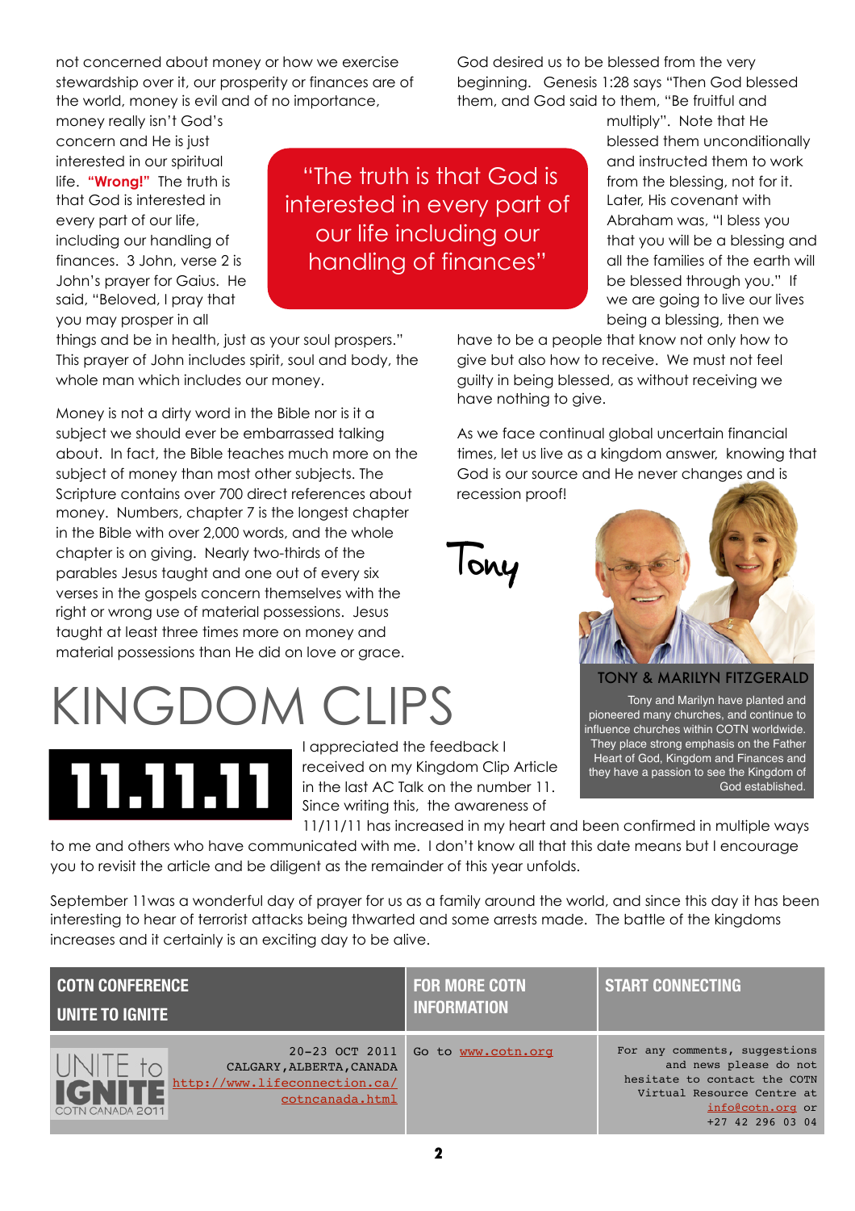not concerned about money or how we exercise stewardship over it, our prosperity or finances are of the world, money is evil and of no importance, money really isn't God's concern and He is just interested in our spiritual life. **"Wrong!"** The truth is that God is interested in every part of our life, including our handling of finances. 3 John, verse 2 is John's prayer for Gaius. He said, "Beloved, I pray that you may prosper in all things and be in health, just as your soul prospers." This prayer of John includes spirit, soul and body, the whole man which includes our money.

> "The truth is that God is interested in every part of our life including our handling of finances"

Money is not a dirty word in the Bible nor is it a subject we should ever be embarrassed talking about. In fact, the Bible teaches much more on the subject of money than most other subjects. The Scripture contains over 700 direct references about money. Numbers, chapter 7 is the longest chapter in the Bible with over 2,000 words, and the whole chapter is on giving. Nearly two-thirds of the parables Jesus taught and one out of every six verses in the gospels concern themselves with the right or wrong use of material possessions. Jesus taught at least three times more on money and material possessions than He did on love or grace.

God desired us to be blessed from the very beginning. Genesis 1:28 says "Then God blessed them, and God said to them, "Be fruitful and multiply". Note that He blessed them unconditionally and instructed them to work from the blessing, not for it. Later, His covenant with Abraham was, "I bless you that you will be a blessing and all the families of the earth will be blessed through you." If we are going to live our lives being a blessing, then we have to be a people that know not only how to give but also how to receive. We must not feel guilty in being blessed, as without receiving we have nothing to give.

As we face continual global uncertain financial times, let us live as a kingdom answer, knowing that God is our source and He never changes and is recession proof!

Tony

**TONY & MARILYN FITZGERALD**

Tony and Marilyn have planted and pioneered many churches, and continue to influence churches within COTN worldwide. They place strong emphasis on the Father Heart of God, Kingdom and Finances and they have a passion to see the Kingdom of God established.

# KINGDOM CLIPS

## 11.11.11

I appreciated the feedback I received on my Kingdom Clip Article in the last AC Talk on the number 11. Since writing this, the awareness of 11/11/11 has increased in my heart and been confirmed in multiple ways to me and others who have communicated with me. I don't know all that this date means but I encourage you to revisit the article and be diligent as the remainder of this year unfolds.

September 11was a wonderful day of prayer for us as a family around the world, and since this day it has been interesting to hear of terrorist attacks being thwarted and some arrests made. The battle of the kingdoms increases and it certainly is an exciting day to be alive.

| COTN CONFERENCE UNITE TO IGNITE | FOR MORE COTN INFORMATION | START CONNECTING |
|---|---|---|
| UNITE to IGNITE COTN CANADA 2011 — 20-23 OCT 2011 CALGARY, ALBERTA, CANADA http://www.lifeconnection.ca/cotncanada.html | Go to www.cotn.org | For any comments, suggestions and news please do not hesitate to contact the COTN Virtual Resource Centre at info@cotn.org or +27 42 296 03 04 |